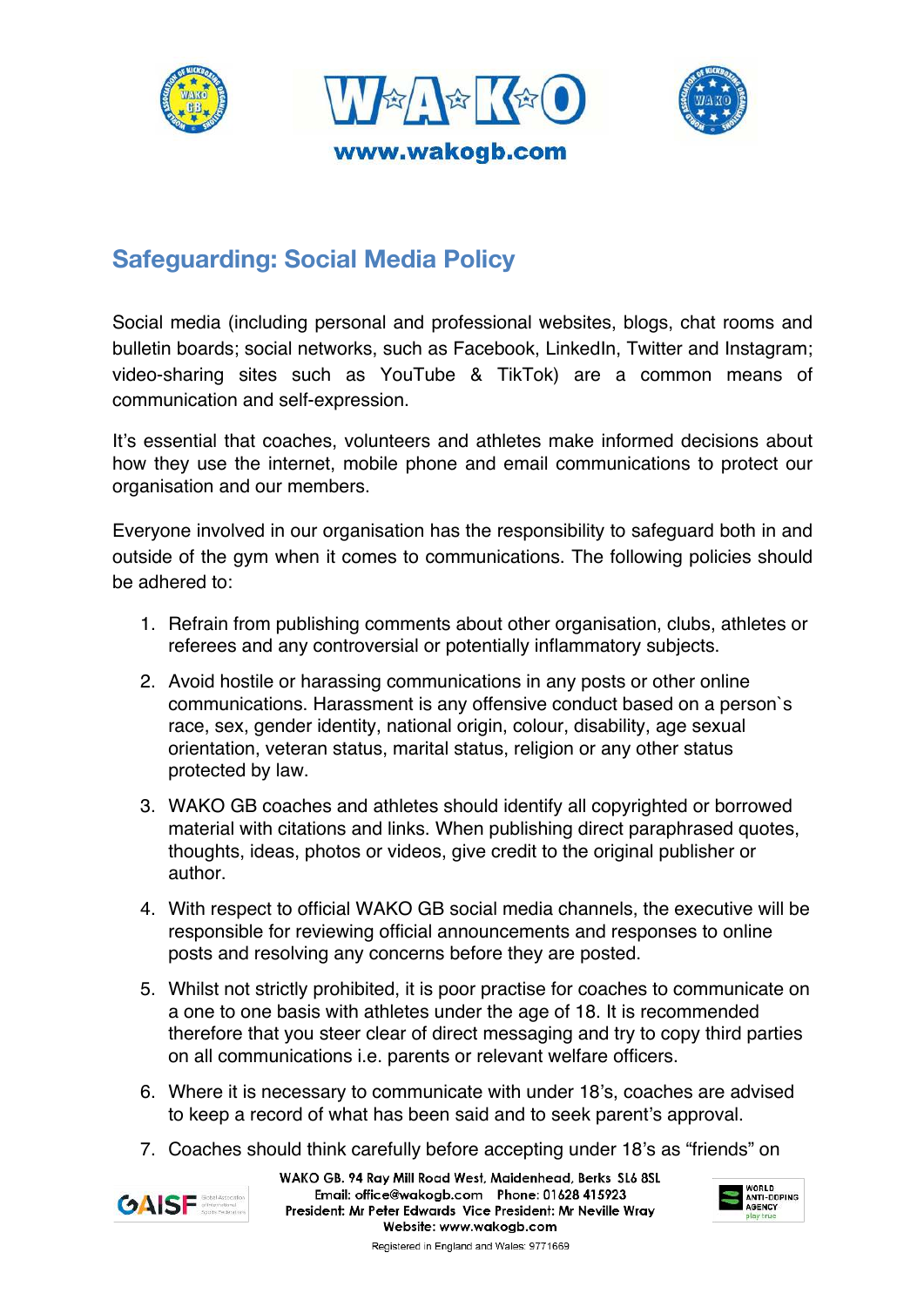www.wakogb.com

## Safeguarding: Social Media Policy

Social media (including personal and professional websites, blogs, chat rooms and bulletin boards; social networks, such as Facebook, LinkedIn, Twitter and Instagram; video-sharing sites such as YouTube & TikTok) are a common means of communication and self-expression.

It's essential that coaches, volunteers and athletes make informed decisions about how they use the internet, mobile phone and email communications to protect our organisation and our members.

Everyone involved in our organisation has the responsibility to safeguard both in and outside of the gym when it comes to communications. The following policies should be adhered to:

1. Refrain from publishing comments about other organisation, clubs, athletes or referees and any controversial or potentially inflammatory subjects.
2. Avoid hostile or harassing communications in any posts or other online communications. Harassment is any offensive conduct based on a person`s race, sex, gender identity, national origin, colour, disability, age sexual orientation, veteran status, marital status, religion or any other status protected by law.
3. WAKO GB coaches and athletes should identify all copyrighted or borrowed material with citations and links. When publishing direct paraphrased quotes, thoughts, ideas, photos or videos, give credit to the original publisher or author.
4. With respect to official WAKO GB social media channels, the executive will be responsible for reviewing official announcements and responses to online posts and resolving any concerns before they are posted.
5. Whilst not strictly prohibited, it is poor practise for coaches to communicate on a one to one basis with athletes under the age of 18. It is recommended therefore that you steer clear of direct messaging and try to copy third parties on all communications i.e. parents or relevant welfare officers.
6. Where it is necessary to communicate with under 18's, coaches are advised to keep a record of what has been said and to seek parent's approval.
7. Coaches should think carefully before accepting under 18's as "friends" on

WAKO GB. 94 Ray Mill Road West, Maidenhead, Berks SL6 8SL
Email: office@wakogb.com Phone: 01628 415923
President: Mr Peter Edwards Vice President: Mr Neville Wray
Website: www.wakogb.com
Registered in England and Wales: 9771669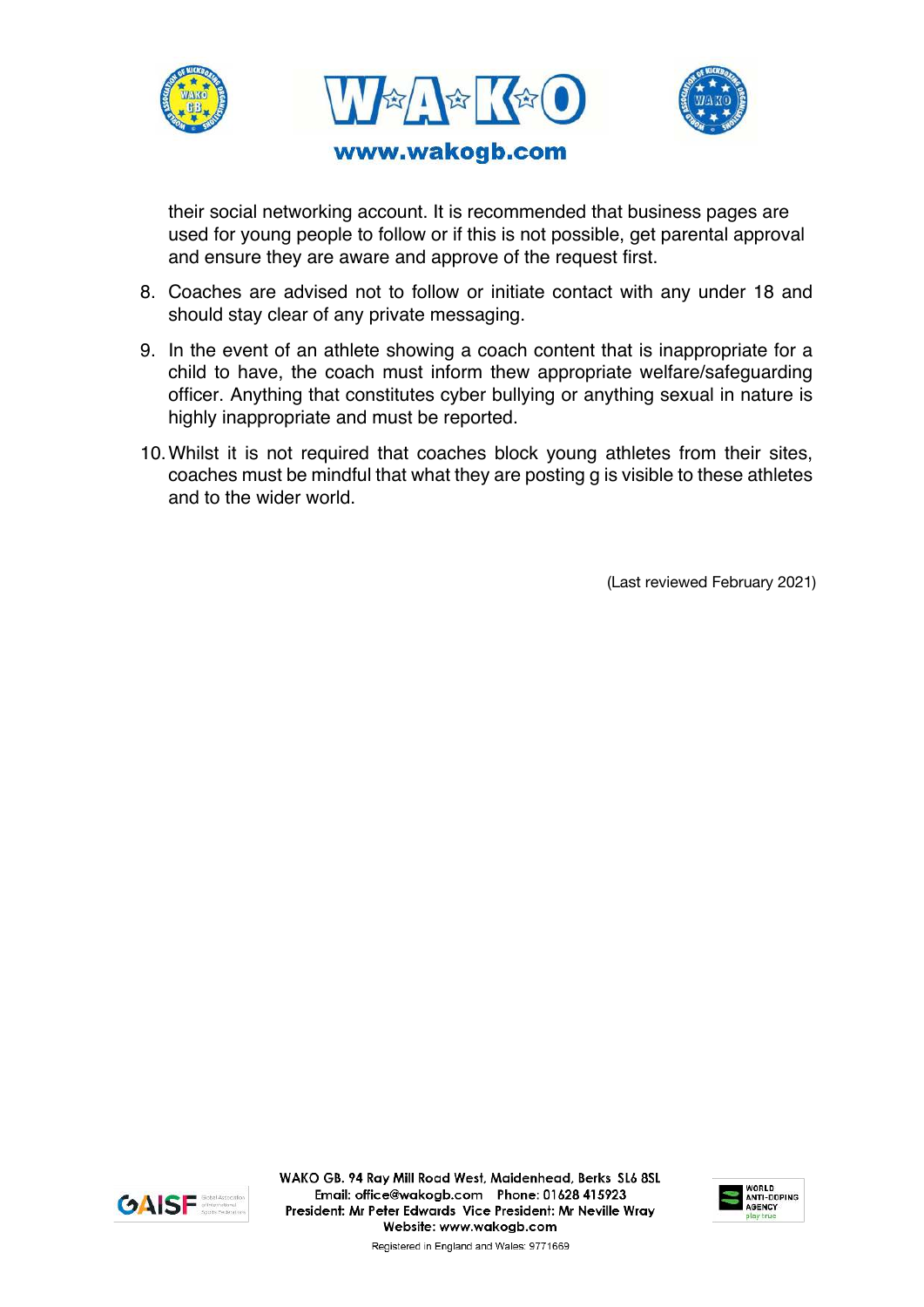their social networking account. It is recommended that business pages are used for young people to follow or if this is not possible, get parental approval and ensure they are aware and approve of the request first.

8. Coaches are advised not to follow or initiate contact with any under 18 and should stay clear of any private messaging.
9. In the event of an athlete showing a coach content that is inappropriate for a child to have, the coach must inform thew appropriate welfare/safeguarding officer. Anything that constitutes cyber bullying or anything sexual in nature is highly inappropriate and must be reported.
10. Whilst it is not required that coaches block young athletes from their sites, coaches must be mindful that what they are posting g is visible to these athletes and to the wider world.

(Last reviewed February 2021)